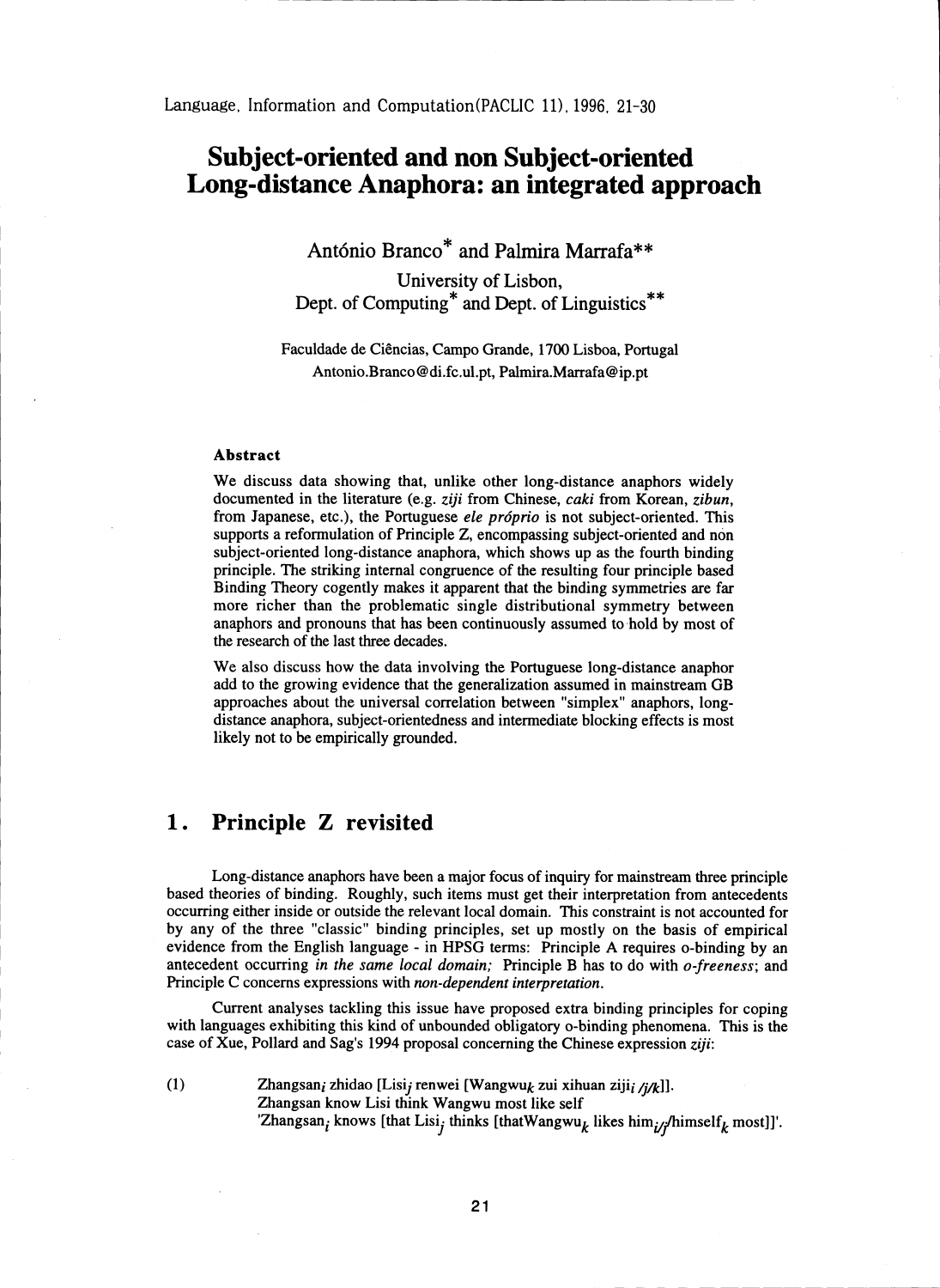# Subject-oriented and non Subject-oriented Long-distance Anaphora: an integrated approach

António Branco* and Palmira Marrafa**

University of Lisbon,
Dept. of Computing* and Dept. of Linguistics**

Faculdade de Ciências, Campo Grande, 1700 Lisboa, Portugal
Antonio.Branco@di.fc.ul.pt, Palmira.Marrafa@ip.pt

### Abstract

We discuss data showing that, unlike other long-distance anaphors widely documented in the literature (e.g. *ziji* from Chinese, *caki* from Korean, *zibun*, from Japanese, etc.), the Portuguese *ele próprio* is not subject-oriented. This supports a reformulation of Principle Z, encompassing subject-oriented and non subject-oriented long-distance anaphora, which shows up as the fourth binding principle. The striking internal congruence of the resulting four principle based Binding Theory cogently makes it apparent that the binding symmetries are far more richer than the problematic single distributional symmetry between anaphors and pronouns that has been continuously assumed to hold by most of the research of the last three decades.

We also discuss how the data involving the Portuguese long-distance anaphor add to the growing evidence that the generalization assumed in mainstream GB approaches about the universal correlation between "simplex" anaphors, long-distance anaphora, subject-orientedness and intermediate blocking effects is most likely not to be empirically grounded.

## 1. Principle Z revisited

Long-distance anaphors have been a major focus of inquiry for mainstream three principle based theories of binding. Roughly, such items must get their interpretation from antecedents occurring either inside or outside the relevant local domain. This constraint is not accounted for by any of the three "classic" binding principles, set up mostly on the basis of empirical evidence from the English language - in HPSG terms: Principle A requires o-binding by an antecedent occurring *in the same local domain;* Principle B has to do with *o-freeness*; and Principle C concerns expressions with *non-dependent interpretation.*

Current analyses tackling this issue have proposed extra binding principles for coping with languages exhibiting this kind of unbounded obligatory o-binding phenomena. This is the case of Xue, Pollard and Sag's 1994 proposal concerning the Chinese expression *ziji*:

(1) Zhangsan$_i$ zhidao [Lisi$_j$ renwei [Wangwu$_k$ zui xihuan ziji$_{i/j/k}$]].
Zhangsan know Lisi think Wangwu most like self
'Zhangsan$_i$ knows [that Lisi$_j$ thinks [that Wangwu$_k$ likes him$_{i/j}$/himself$_k$ most]]'.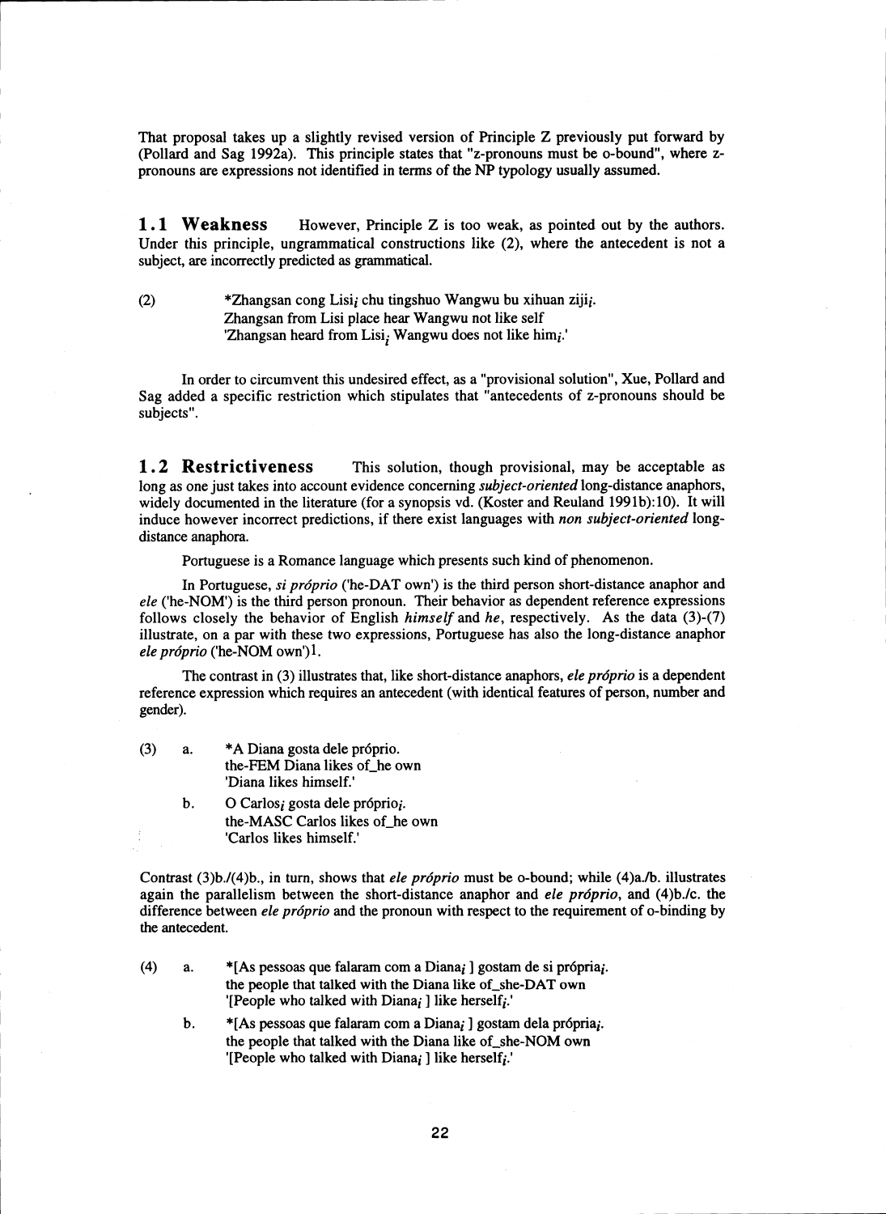That proposal takes up a slightly revised version of Principle Z previously put forward by (Pollard and Sag 1992a). This principle states that "z-pronouns must be o-bound", where z-pronouns are expressions not identified in terms of the NP typology usually assumed.

## 1.1 Weakness

However, Principle Z is too weak, as pointed out by the authors. Under this principle, ungrammatical constructions like (2), where the antecedent is not a subject, are incorrectly predicted as grammatical.

(2) *Zhangsan cong Lisi$_i$ chu tingshuo Wangwu bu xihuan ziji$_i$.
Zhangsan from Lisi place hear Wangwu not like self
'Zhangsan heard from Lisi$_i$ Wangwu does not like him$_i$.'

In order to circumvent this undesired effect, as a "provisional solution", Xue, Pollard and Sag added a specific restriction which stipulates that "antecedents of z-pronouns should be subjects".

## 1.2 Restrictiveness

This solution, though provisional, may be acceptable as long as one just takes into account evidence concerning *subject-oriented* long-distance anaphors, widely documented in the literature (for a synopsis vd. (Koster and Reuland 1991b):10). It will induce however incorrect predictions, if there exist languages with *non subject-oriented* long-distance anaphora.

Portuguese is a Romance language which presents such kind of phenomenon.

In Portuguese, *si próprio* ('he-DAT own') is the third person short-distance anaphor and *ele* ('he-NOM') is the third person pronoun. Their behavior as dependent reference expressions follows closely the behavior of English *himself* and *he*, respectively. As the data (3)-(7) illustrate, on a par with these two expressions, Portuguese has also the long-distance anaphor *ele próprio* ('he-NOM own')1.

The contrast in (3) illustrates that, like short-distance anaphors, *ele próprio* is a dependent reference expression which requires an antecedent (with identical features of person, number and gender).

(3) a. *A Diana gosta dele próprio.
the-FEM Diana likes of_he own
'Diana likes himself.'

b. O Carlos$_i$ gosta dele próprio$_i$.
the-MASC Carlos likes of_he own
'Carlos likes himself.'

Contrast (3)b./(4)b., in turn, shows that *ele próprio* must be o-bound; while (4)a./b. illustrates again the parallelism between the short-distance anaphor and *ele próprio*, and (4)b./c. the difference between *ele próprio* and the pronoun with respect to the requirement of o-binding by the antecedent.

(4) a. *[As pessoas que falaram com a Diana$_i$ ] gostam de si própria$_i$.
the people that talked with the Diana like of_she-DAT own
'[People who talked with Diana$_i$ ] like herself$_i$.'

b. *[As pessoas que falaram com a Diana$_i$ ] gostam dela própria$_i$.
the people that talked with the Diana like of_she-NOM own
'[People who talked with Diana$_i$ ] like herself$_i$.'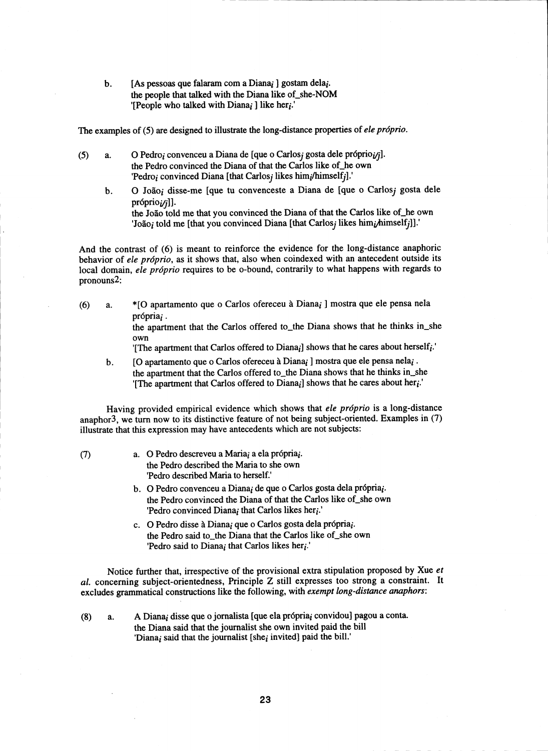b. [As pessoas que falaram com a Diana$_i$ ] gostam dela$_i$.
the people that talked with the Diana like of_she-NOM
'[People who talked with Diana$_i$ ] like her$_i$.'

The examples of (5) are designed to illustrate the long-distance properties of *ele próprio*.

(5) a. O Pedro$_i$ convenceu a Diana de [que o Carlos$_j$ gosta dele próprio$_{i/j}$].
the Pedro convinced the Diana of that the Carlos like of_he own
'Pedro$_i$ convinced Diana [that Carlos$_j$ likes him$_i$/himself$_j$].'

b. O João$_i$ disse-me [que tu convenceste a Diana de [que o Carlos$_j$ gosta dele próprio$_{i/j}$]].
the João told me that you convinced the Diana of that the Carlos like of_he own
'João$_i$ told me [that you convinced Diana [that Carlos$_j$ likes him$_i$/himself$_j$]].'

And the contrast of (6) is meant to reinforce the evidence for the long-distance anaphoric behavior of *ele próprio*, as it shows that, also when coindexed with an antecedent outside its local domain, *ele próprio* requires to be o-bound, contrarily to what happens with regards to pronouns[2]:

(6) a. *[O apartamento que o Carlos ofereceu à Diana$_i$ ] mostra que ele pensa nela própria$_i$ .
the apartment that the Carlos offered to_the Diana shows that he thinks in_she own
'[The apartment that Carlos offered to Diana$_i$] shows that he cares about herself$_i$.'

b. [O apartamento que o Carlos ofereceu à Diana$_i$ ] mostra que ele pensa nela$_i$ .
the apartment that the Carlos offered to_the Diana shows that he thinks in_she
'[The apartment that Carlos offered to Diana$_i$] shows that he cares about her$_i$.'

Having provided empirical evidence which shows that *ele próprio* is a long-distance anaphor[3], we turn now to its distinctive feature of not being subject-oriented. Examples in (7) illustrate that this expression may have antecedents which are not subjects:

(7) a. O Pedro descreveu a Maria$_i$ a ela própria$_i$.
the Pedro described the Maria to she own
'Pedro described Maria to herself.'

b. O Pedro convenceu a Diana$_i$ de que o Carlos gosta dela própria$_i$.
the Pedro convinced the Diana of that the Carlos like of_she own
'Pedro convinced Diana$_i$ that Carlos likes her$_i$.'

c. O Pedro disse à Diana$_i$ que o Carlos gosta dela própria$_i$.
the Pedro said to_the Diana that the Carlos like of_she own
'Pedro said to Diana$_i$ that Carlos likes her$_i$.'

Notice further that, irrespective of the provisional extra stipulation proposed by Xue *et al.* concerning subject-orientedness, Principle Z still expresses too strong a constraint. It excludes grammatical constructions like the following, with *exempt long-distance anaphors*:

(8) a. A Diana$_i$ disse que o jornalista [que ela própria$_i$ convidou] pagou a conta.
the Diana said that the journalist she own invited paid the bill
'Diana$_i$ said that the journalist [she$_i$ invited] paid the bill.'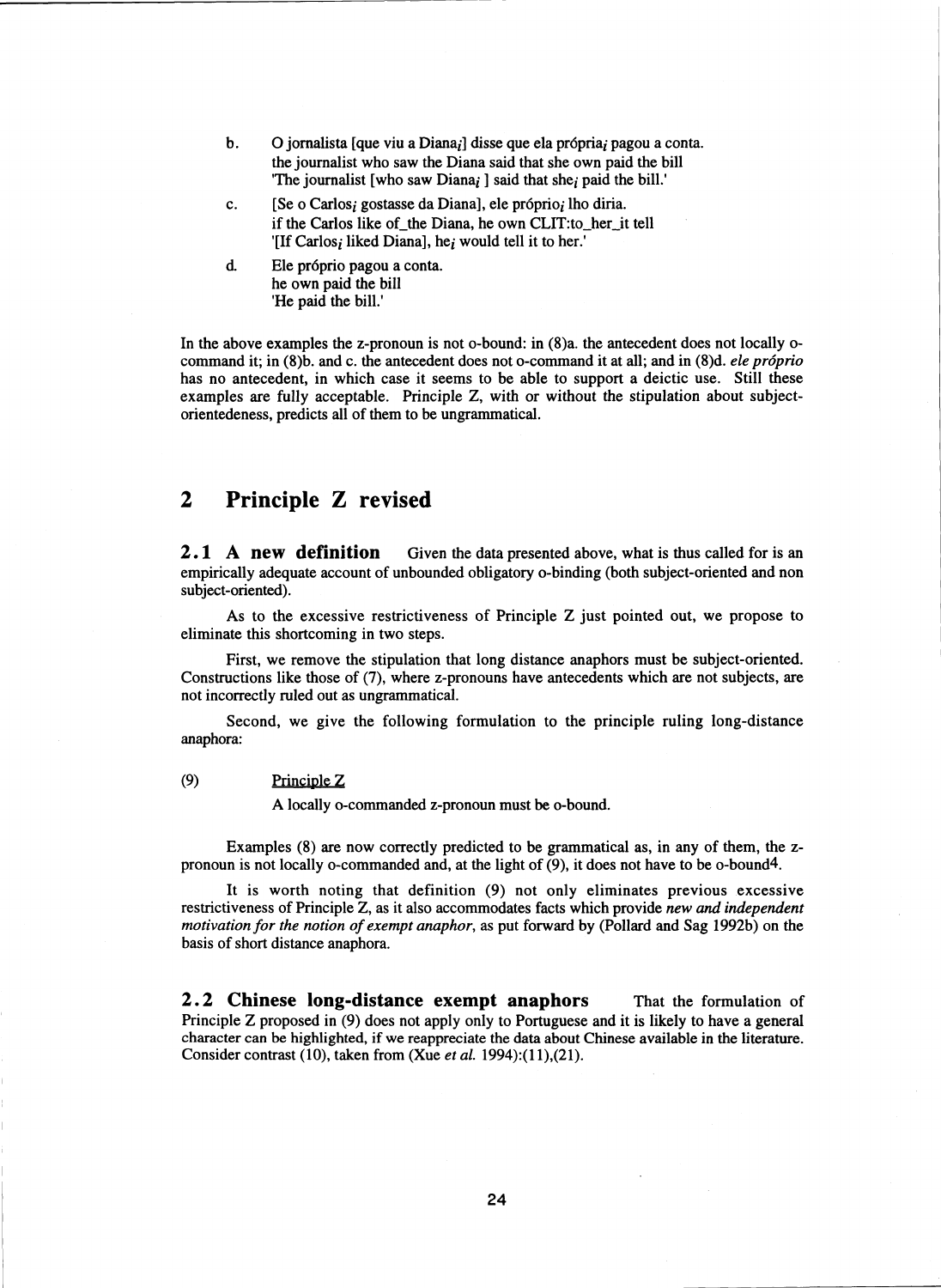b. O jornalista [que viu a Diana$_i$] disse que ela própria$_i$ pagou a conta.
   the journalist who saw the Diana said that she own paid the bill
   'The journalist [who saw Diana$_i$ ] said that she$_i$ paid the bill.'

c. [Se o Carlos$_i$ gostasse da Diana], ele próprio$_i$ lho diria.
   if the Carlos like of_the Diana, he own CLIT:to_her_it tell
   '[If Carlos$_i$ liked Diana], he$_i$ would tell it to her.'

d. Ele próprio pagou a conta.
   he own paid the bill
   'He paid the bill.'

In the above examples the z-pronoun is not o-bound: in (8)a. the antecedent does not locally o-command it; in (8)b. and c. the antecedent does not o-command it at all; and in (8)d. *ele próprio* has no antecedent, in which case it seems to be able to support a deictic use. Still these examples are fully acceptable. Principle Z, with or without the stipulation about subject-orientedeness, predicts all of them to be ungrammatical.

## 2 Principle Z revised

**2.1 A new definition** Given the data presented above, what is thus called for is an empirically adequate account of unbounded obligatory o-binding (both subject-oriented and non subject-oriented).

As to the excessive restrictiveness of Principle Z just pointed out, we propose to eliminate this shortcoming in two steps.

First, we remove the stipulation that long distance anaphors must be subject-oriented. Constructions like those of (7), where z-pronouns have antecedents which are not subjects, are not incorrectly ruled out as ungrammatical.

Second, we give the following formulation to the principle ruling long-distance anaphora:

(9) Principle Z

A locally o-commanded z-pronoun must be o-bound.

Examples (8) are now correctly predicted to be grammatical as, in any of them, the z-pronoun is not locally o-commanded and, at the light of (9), it does not have to be o-bound[4].

It is worth noting that definition (9) not only eliminates previous excessive restrictiveness of Principle Z, as it also accommodates facts which provide *new and independent motivation for the notion of exempt anaphor*, as put forward by (Pollard and Sag 1992b) on the basis of short distance anaphora.

**2.2 Chinese long-distance exempt anaphors** That the formulation of Principle Z proposed in (9) does not apply only to Portuguese and it is likely to have a general character can be highlighted, if we reappreciate the data about Chinese available in the literature. Consider contrast (10), taken from (Xue *et al.* 1994):(11),(21).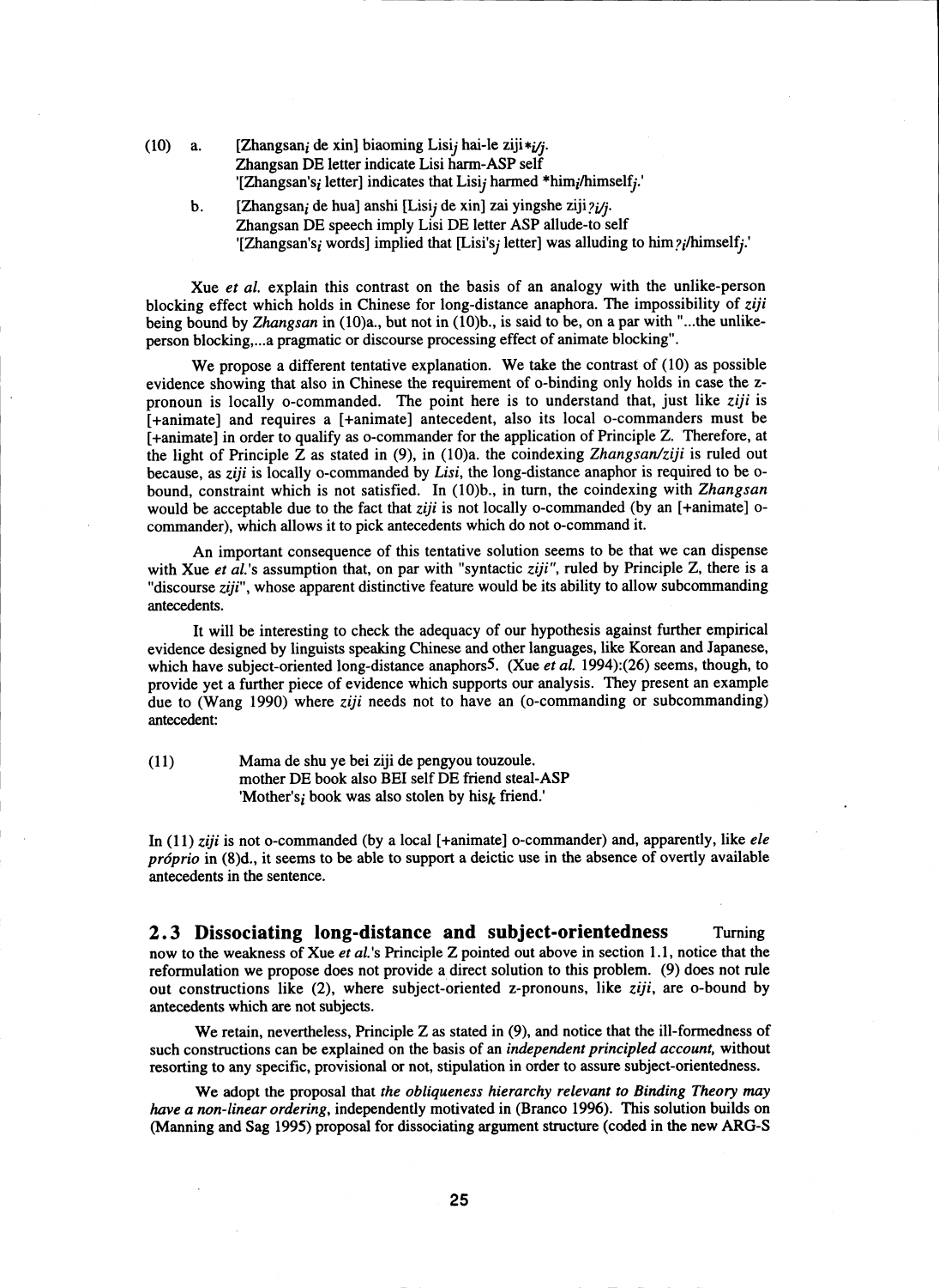(10) a. [Zhangsan$_i$ de xin] biaoming Lisi$_j$ hai-le ziji$_{*i/j}$.
Zhangsan DE letter indicate Lisi harm-ASP self
'[Zhangsan's$_i$ letter] indicates that Lisi$_j$ harmed *him$_i$/himself$_j$.'

b. [Zhangsan$_i$ de hua] anshi [Lisi$_j$ de xin] zai yingshe ziji$_{?i/j}$.
Zhangsan DE speech imply Lisi DE letter ASP allude-to self
'[Zhangsan's$_i$ words] implied that [Lisi's$_j$ letter] was alluding to him$_{?i}$/himself$_j$.'

Xue *et al.* explain this contrast on the basis of an analogy with the unlike-person blocking effect which holds in Chinese for long-distance anaphora. The impossibility of *ziji* being bound by *Zhangsan* in (10)a., but not in (10)b., is said to be, on a par with "...the unlike-person blocking,...a pragmatic or discourse processing effect of animate blocking".

We propose a different tentative explanation. We take the contrast of (10) as possible evidence showing that also in Chinese the requirement of o-binding only holds in case the z-pronoun is locally o-commanded. The point here is to understand that, just like *ziji* is [+animate] and requires a [+animate] antecedent, also its local o-commanders must be [+animate] in order to qualify as o-commander for the application of Principle Z. Therefore, at the light of Principle Z as stated in (9), in (10)a. the coindexing *Zhangsan/ziji* is ruled out because, as *ziji* is locally o-commanded by *Lisi*, the long-distance anaphor is required to be o-bound, constraint which is not satisfied. In (10)b., in turn, the coindexing with *Zhangsan* would be acceptable due to the fact that *ziji* is not locally o-commanded (by an [+animate] o-commander), which allows it to pick antecedents which do not o-command it.

An important consequence of this tentative solution seems to be that we can dispense with Xue *et al.*'s assumption that, on par with "syntactic *ziji*", ruled by Principle Z, there is a "discourse *ziji*", whose apparent distinctive feature would be its ability to allow subcommanding antecedents.

It will be interesting to check the adequacy of our hypothesis against further empirical evidence designed by linguists speaking Chinese and other languages, like Korean and Japanese, which have subject-oriented long-distance anaphors[5]. (Xue *et al.* 1994):(26) seems, though, to provide yet a further piece of evidence which supports our analysis. They present an example due to (Wang 1990) where *ziji* needs not to have an (o-commanding or subcommanding) antecedent:

(11) Mama de shu ye bei ziji de pengyou touzoule.
mother DE book also BEI self DE friend steal-ASP
'Mother's$_i$ book was also stolen by his$_k$ friend.'

In (11) *ziji* is not o-commanded (by a local [+animate] o-commander) and, apparently, like *ele próprio* in (8)d., it seems to be able to support a deictic use in the absence of overtly available antecedents in the sentence.

## 2.3 Dissociating long-distance and subject-orientedness

Turning now to the weakness of Xue *et al.*'s Principle Z pointed out above in section 1.1, notice that the reformulation we propose does not provide a direct solution to this problem. (9) does not rule out constructions like (2), where subject-oriented z-pronouns, like *ziji*, are o-bound by antecedents which are not subjects.

We retain, nevertheless, Principle Z as stated in (9), and notice that the ill-formedness of such constructions can be explained on the basis of an *independent principled account,* without resorting to any specific, provisional or not, stipulation in order to assure subject-orientedness.

We adopt the proposal that *the obliqueness hierarchy relevant to Binding Theory may have a non-linear ordering*, independently motivated in (Branco 1996). This solution builds on (Manning and Sag 1995) proposal for dissociating argument structure (coded in the new ARG-S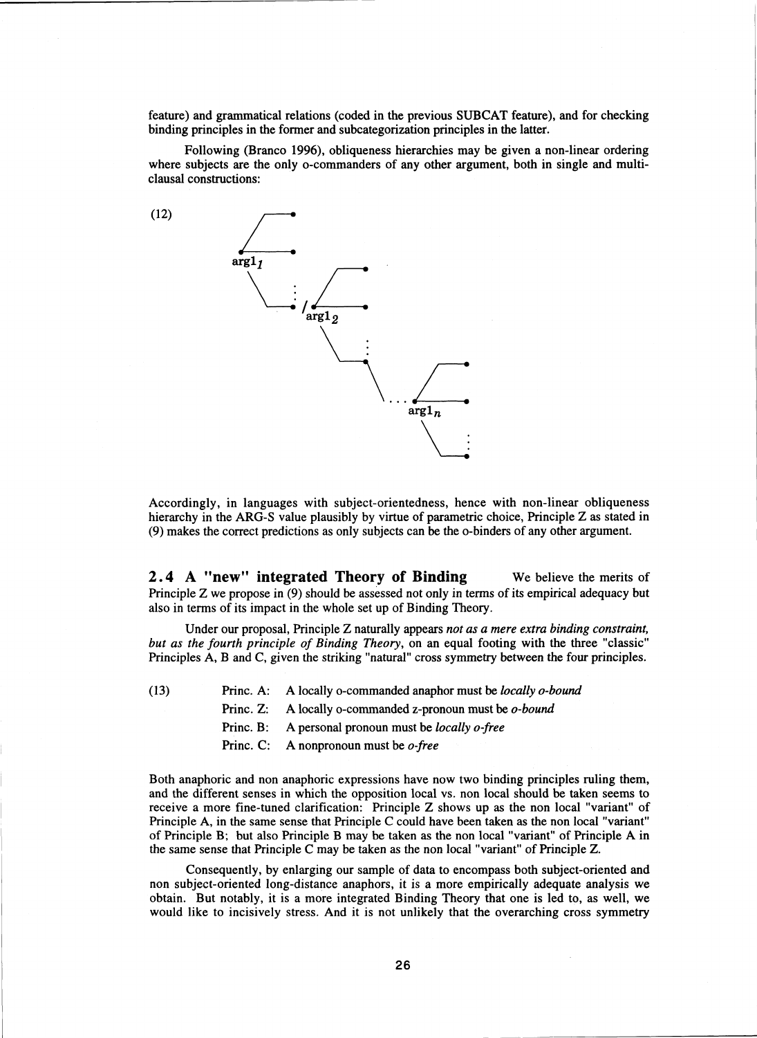feature) and grammatical relations (coded in the previous SUBCAT feature), and for checking binding principles in the former and subcategorization principles in the latter.

Following (Branco 1996), obliqueness hierarchies may be given a non-linear ordering where subjects are the only o-commanders of any other argument, both in single and multi-clausal constructions:

(12)

Accordingly, in languages with subject-orientedness, hence with non-linear obliqueness hierarchy in the ARG-S value plausibly by virtue of parametric choice, Principle Z as stated in (9) makes the correct predictions as only subjects can be the o-binders of any other argument.

## 2.4 A "new" integrated Theory of Binding

We believe the merits of Principle Z we propose in (9) should be assessed not only in terms of its empirical adequacy but also in terms of its impact in the whole set up of Binding Theory.

Under our proposal, Principle Z naturally appears *not as a mere extra binding constraint, but as the fourth principle of Binding Theory*, on an equal footing with the three "classic" Principles A, B and C, given the striking "natural" cross symmetry between the four principles.

(13)

- Princ. A: A locally o-commanded anaphor must be *locally o-bound*
- Princ. Z: A locally o-commanded z-pronoun must be *o-bound*
- Princ. B: A personal pronoun must be *locally o-free*
- Princ. C: A nonpronoun must be *o-free*

Both anaphoric and non anaphoric expressions have now two binding principles ruling them, and the different senses in which the opposition local vs. non local should be taken seems to receive a more fine-tuned clarification: Principle Z shows up as the non local "variant" of Principle A, in the same sense that Principle C could have been taken as the non local "variant" of Principle B; but also Principle B may be taken as the non local "variant" of Principle A in the same sense that Principle C may be taken as the non local "variant" of Principle Z.

Consequently, by enlarging our sample of data to encompass both subject-oriented and non subject-oriented long-distance anaphors, it is a more empirically adequate analysis we obtain. But notably, it is a more integrated Binding Theory that one is led to, as well, we would like to incisively stress. And it is not unlikely that the overarching cross symmetry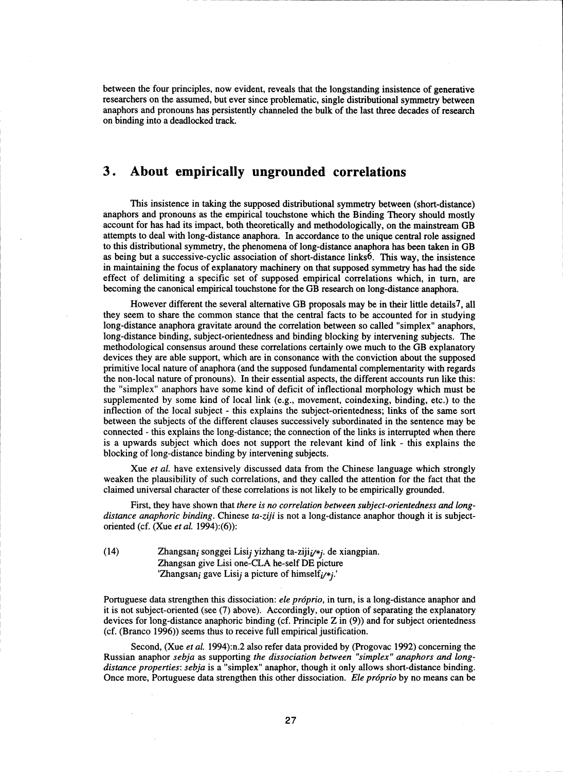between the four principles, now evident, reveals that the longstanding insistence of generative researchers on the assumed, but ever since problematic, single distributional symmetry between anaphors and pronouns has persistently channeled the bulk of the last three decades of research on binding into a deadlocked track.

## 3. About empirically ungrounded correlations

This insistence in taking the supposed distributional symmetry between (short-distance) anaphors and pronouns as the empirical touchstone which the Binding Theory should mostly account for has had its impact, both theoretically and methodologically, on the mainstream GB attempts to deal with long-distance anaphora. In accordance to the unique central role assigned to this distributional symmetry, the phenomena of long-distance anaphora has been taken in GB as being but a successive-cyclic association of short-distance links[6]. This way, the insistence in maintaining the focus of explanatory machinery on that supposed symmetry has had the side effect of delimiting a specific set of supposed empirical correlations which, in turn, are becoming the canonical empirical touchstone for the GB research on long-distance anaphora.

However different the several alternative GB proposals may be in their little details[7], all they seem to share the common stance that the central facts to be accounted for in studying long-distance anaphora gravitate around the correlation between so called "simplex" anaphors, long-distance binding, subject-orientedness and binding blocking by intervening subjects. The methodological consensus around these correlations certainly owe much to the GB explanatory devices they are able support, which are in consonance with the conviction about the supposed primitive local nature of anaphora (and the supposed fundamental complementarity with regards the non-local nature of pronouns). In their essential aspects, the different accounts run like this: the "simplex" anaphors have some kind of deficit of inflectional morphology which must be supplemented by some kind of local link (e.g., movement, coindexing, binding, etc.) to the inflection of the local subject - this explains the subject-orientedness; links of the same sort between the subjects of the different clauses successively subordinated in the sentence may be connected - this explains the long-distance; the connection of the links is interrupted when there is a upwards subject which does not support the relevant kind of link - this explains the blocking of long-distance binding by intervening subjects.

Xue *et al.* have extensively discussed data from the Chinese language which strongly weaken the plausibility of such correlations, and they called the attention for the fact that the claimed universal character of these correlations is not likely to be empirically grounded.

First, they have shown that *there is no correlation between subject-orientedness and long-distance anaphoric binding*. Chinese *ta-ziji* is not a long-distance anaphor though it is subject-oriented (cf. (Xue *et al.* 1994):(6)):

(14) Zhangsan$_i$ songgei Lisi$_j$ yizhang ta-ziji$_{i/*j}$ de xiangpian.
Zhangsan give Lisi one-CLA he-self DE picture
'Zhangsan$_i$ gave Lisi$_j$ a picture of himself$_{i/*j}$.'

Portuguese data strengthen this dissociation: *ele próprio*, in turn, is a long-distance anaphor and it is not subject-oriented (see (7) above). Accordingly, our option of separating the explanatory devices for long-distance anaphoric binding (cf. Principle Z in (9)) and for subject orientedness (cf. (Branco 1996)) seems thus to receive full empirical justification.

Second, (Xue *et al.* 1994):n.2 also refer data provided by (Progovac 1992) concerning the Russian anaphor *sebja* as supporting *the dissociation between "simplex" anaphors and long-distance properties*: *sebja* is a "simplex" anaphor, though it only allows short-distance binding. Once more, Portuguese data strengthen this other dissociation. *Ele próprio* by no means can be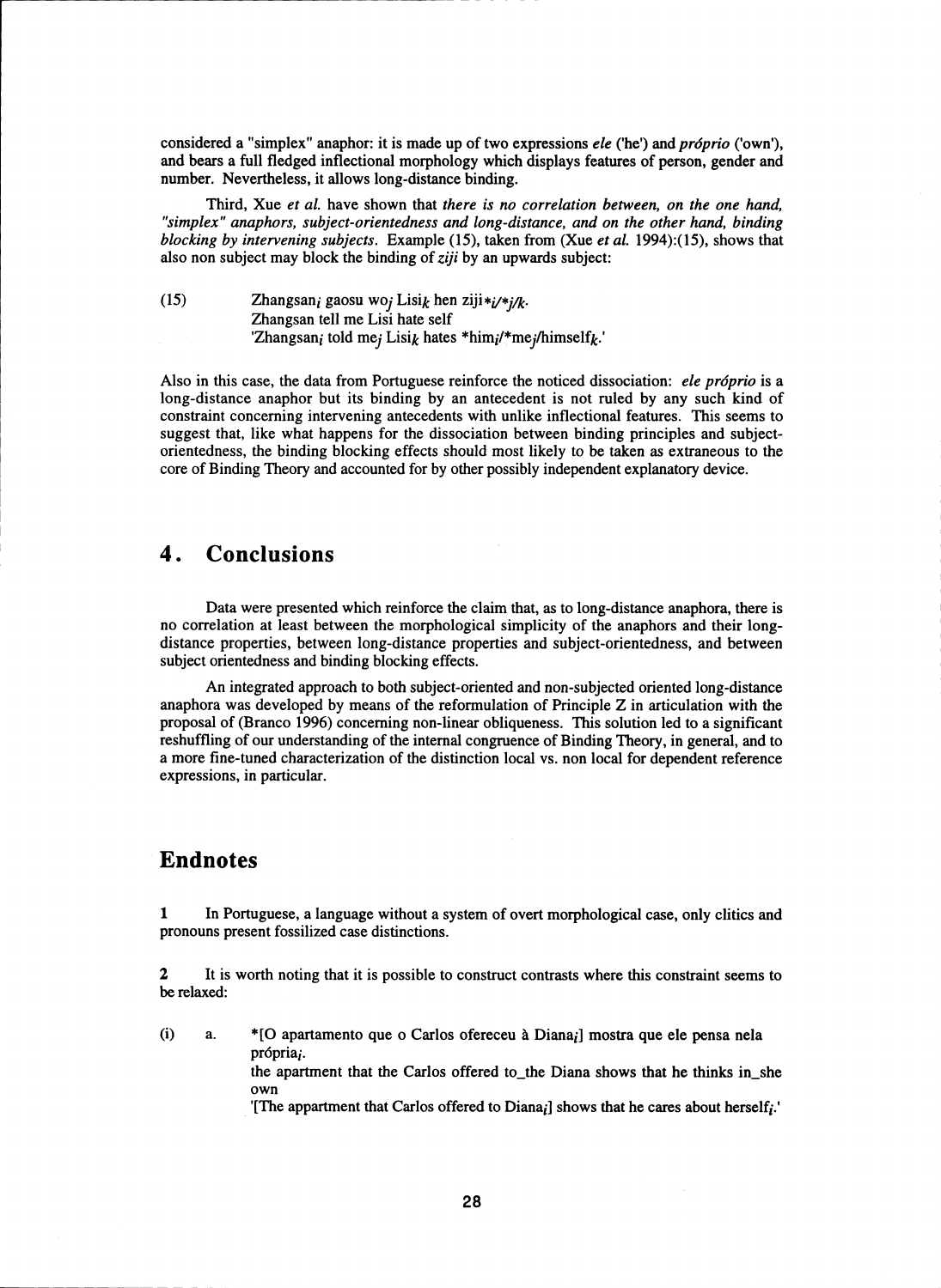considered a "simplex" anaphor: it is made up of two expressions *ele* ('he') and *próprio* ('own'), and bears a full fledged inflectional morphology which displays features of person, gender and number. Nevertheless, it allows long-distance binding.

Third, Xue *et al.* have shown that *there is no correlation between, on the one hand, "simplex" anaphors, subject-orientedness and long-distance, and on the other hand, binding blocking by intervening subjects*. Example (15), taken from (Xue *et al.* 1994):(15), shows that also non subject may block the binding of *ziji* by an upwards subject:

(15) Zhangsan$_i$ gaosu wo$_j$ Lisi$_k$ hen ziji$_{*i/*j/k}$.
Zhangsan tell me Lisi hate self
'Zhangsan$_i$ told me$_j$ Lisi$_k$ hates *him$_i$/*me$_j$/himself$_k$.'

Also in this case, the data from Portuguese reinforce the noticed dissociation: *ele próprio* is a long-distance anaphor but its binding by an antecedent is not ruled by any such kind of constraint concerning intervening antecedents with unlike inflectional features. This seems to suggest that, like what happens for the dissociation between binding principles and subject-orientedness, the binding blocking effects should most likely to be taken as extraneous to the core of Binding Theory and accounted for by other possibly independent explanatory device.

## 4. Conclusions

Data were presented which reinforce the claim that, as to long-distance anaphora, there is no correlation at least between the morphological simplicity of the anaphors and their long-distance properties, between long-distance properties and subject-orientedness, and between subject orientedness and binding blocking effects.

An integrated approach to both subject-oriented and non-subjected oriented long-distance anaphora was developed by means of the reformulation of Principle Z in articulation with the proposal of (Branco 1996) concerning non-linear obliqueness. This solution led to a significant reshuffling of our understanding of the internal congruence of Binding Theory, in general, and to a more fine-tuned characterization of the distinction local vs. non local for dependent reference expressions, in particular.

## Endnotes

1 In Portuguese, a language without a system of overt morphological case, only clitics and pronouns present fossilized case distinctions.

2 It is worth noting that it is possible to construct contrasts where this constraint seems to be relaxed:

(i) a. *[O apartamento que o Carlos ofereceu à Diana$_i$] mostra que ele pensa nela própria$_i$.
the apartment that the Carlos offered to_the Diana shows that he thinks in_she own
'[The appartment that Carlos offered to Diana$_i$] shows that he cares about herself$_i$.'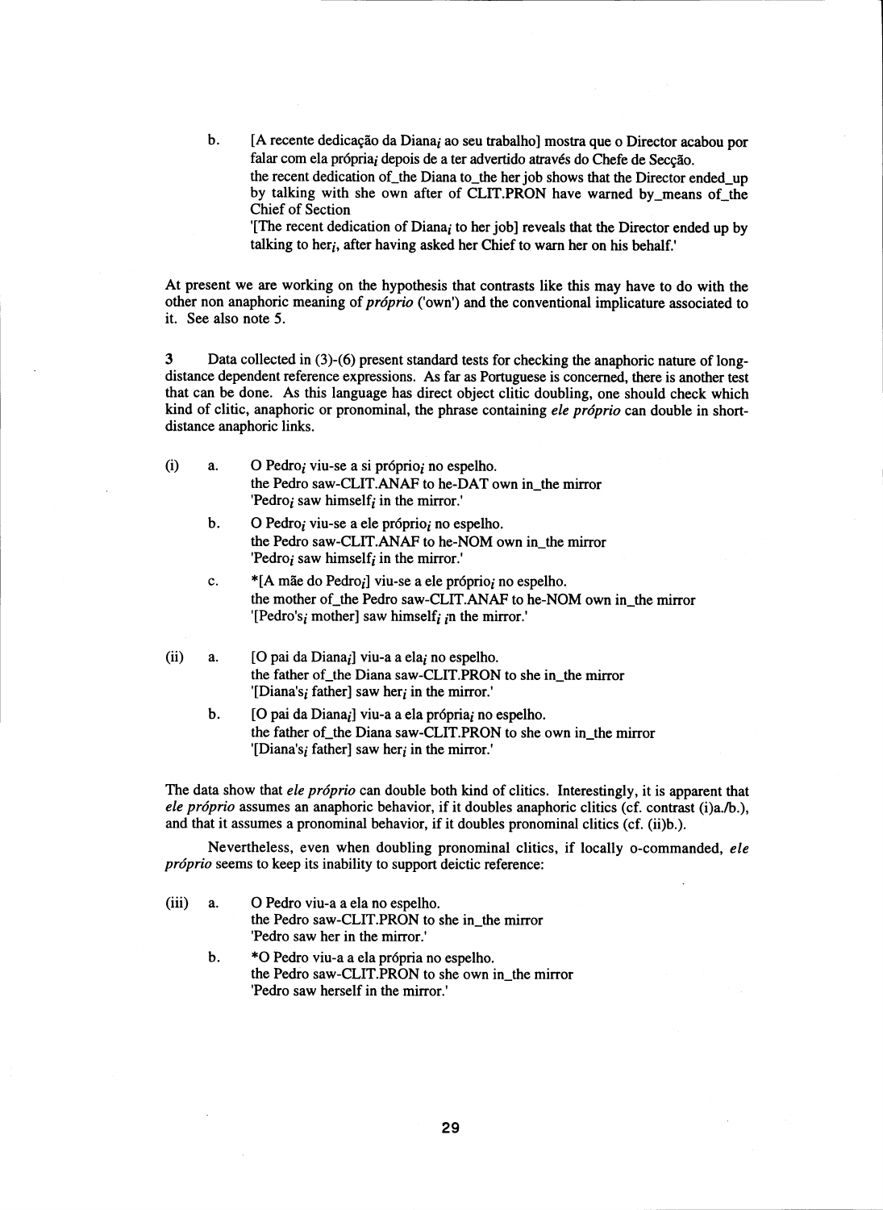b. [A recente dedicação da Diana$_i$ ao seu trabalho] mostra que o Director acabou por falar com ela própria$_i$ depois de a ter advertido através do Chefe de Secção.
the recent dedication of_the Diana to_the her job shows that the Director ended_up by talking with she own after of CLIT.PRON have warned by_means of_the Chief of Section
'[The recent dedication of Diana$_i$ to her job] reveals that the Director ended up by talking to her$_i$, after having asked her Chief to warn her on his behalf.'

At present we are working on the hypothesis that contrasts like this may have to do with the other non anaphoric meaning of *próprio* ('own') and the conventional implicature associated to it. See also note 5.

3 Data collected in (3)-(6) present standard tests for checking the anaphoric nature of long-distance dependent reference expressions. As far as Portuguese is concerned, there is another test that can be done. As this language has direct object clitic doubling, one should check which kind of clitic, anaphoric or pronominal, the phrase containing *ele próprio* can double in short-distance anaphoric links.

(i) a. O Pedro$_i$ viu-se a si próprio$_i$ no espelho.
the Pedro saw-CLIT.ANAF to he-DAT own in_the mirror
'Pedro$_i$ saw himself$_i$ in the mirror.'

b. O Pedro$_i$ viu-se a ele próprio$_i$ no espelho.
the Pedro saw-CLIT.ANAF to he-NOM own in_the mirror
'Pedro$_i$ saw himself$_i$ in the mirror.'

c. *[A mãe do Pedro$_i$] viu-se a ele próprio$_i$ no espelho.
the mother of_the Pedro saw-CLIT.ANAF to he-NOM own in_the mirror
'[Pedro's$_i$ mother] saw himself$_i$ in the mirror.'

(ii) a. [O pai da Diana$_i$] viu-a a ela$_i$ no espelho.
the father of_the Diana saw-CLIT.PRON to she in_the mirror
'[Diana's$_i$ father] saw her$_i$ in the mirror.'

b. [O pai da Diana$_i$] viu-a a ela própria$_i$ no espelho.
the father of_the Diana saw-CLIT.PRON to she own in_the mirror
'[Diana's$_i$ father] saw her$_i$ in the mirror.'

The data show that *ele próprio* can double both kind of clitics. Interestingly, it is apparent that *ele próprio* assumes an anaphoric behavior, if it doubles anaphoric clitics (cf. contrast (i)a./b.), and that it assumes a pronominal behavior, if it doubles pronominal clitics (cf. (ii)b.).

Nevertheless, even when doubling pronominal clitics, if locally o-commanded, *ele próprio* seems to keep its inability to support deictic reference:

(iii) a. O Pedro viu-a a ela no espelho.
the Pedro saw-CLIT.PRON to she in_the mirror
'Pedro saw her in the mirror.'

b. *O Pedro viu-a a ela própria no espelho.
the Pedro saw-CLIT.PRON to she own in_the mirror
'Pedro saw herself in the mirror.'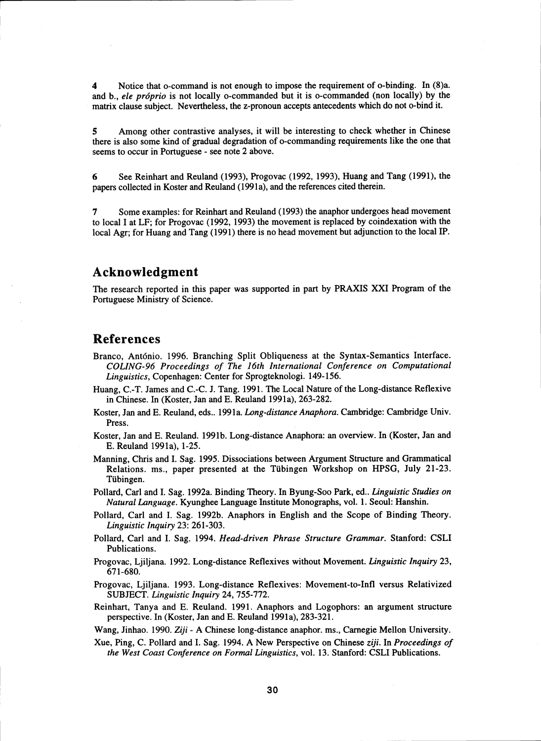4 Notice that o-command is not enough to impose the requirement of o-binding. In (8)a. and b., *ele próprio* is not locally o-commanded but it is o-commanded (non locally) by the matrix clause subject. Nevertheless, the z-pronoun accepts antecedents which do not o-bind it.

5 Among other contrastive analyses, it will be interesting to check whether in Chinese there is also some kind of gradual degradation of o-commanding requirements like the one that seems to occur in Portuguese - see note 2 above.

6 See Reinhart and Reuland (1993), Progovac (1992, 1993), Huang and Tang (1991), the papers collected in Koster and Reuland (1991a), and the references cited therein.

7 Some examples: for Reinhart and Reuland (1993) the anaphor undergoes head movement to local I at LF; for Progovac (1992, 1993) the movement is replaced by coindexation with the local Agr; for Huang and Tang (1991) there is no head movement but adjunction to the local IP.

## Acknowledgment

The research reported in this paper was supported in part by PRAXIS XXI Program of the Portuguese Ministry of Science.

## References

Branco, António. 1996. Branching Split Obliqueness at the Syntax-Semantics Interface. *COLING-96 Proceedings of The 16th International Conference on Computational Linguistics*, Copenhagen: Center for Sprogteknologi. 149-156.

Huang, C.-T. James and C.-C. J. Tang. 1991. The Local Nature of the Long-distance Reflexive in Chinese. In (Koster, Jan and E. Reuland 1991a), 263-282.

Koster, Jan and E. Reuland, eds.. 1991a. *Long-distance Anaphora*. Cambridge: Cambridge Univ. Press.

Koster, Jan and E. Reuland. 1991b. Long-distance Anaphora: an overview. In (Koster, Jan and E. Reuland 1991a), 1-25.

Manning, Chris and I. Sag. 1995. Dissociations between Argument Structure and Grammatical Relations. ms., paper presented at the Tübingen Workshop on HPSG, July 21-23. Tübingen.

Pollard, Carl and I. Sag. 1992a. Binding Theory. In Byung-Soo Park, ed.. *Linguistic Studies on Natural Language*. Kyunghee Language Institute Monographs, vol. 1. Seoul: Hanshin.

Pollard, Carl and I. Sag. 1992b. Anaphors in English and the Scope of Binding Theory. *Linguistic Inquiry* 23: 261-303.

Pollard, Carl and I. Sag. 1994. *Head-driven Phrase Structure Grammar*. Stanford: CSLI Publications.

Progovac, Ljiljana. 1992. Long-distance Reflexives without Movement. *Linguistic Inquiry* 23, 671-680.

Progovac, Ljiljana. 1993. Long-distance Reflexives: Movement-to-Infl versus Relativized SUBJECT. *Linguistic Inquiry* 24, 755-772.

Reinhart, Tanya and E. Reuland. 1991. Anaphors and Logophors: an argument structure perspective. In (Koster, Jan and E. Reuland 1991a), 283-321.

Wang, Jinhao. 1990. *Ziji* - A Chinese long-distance anaphor. ms., Carnegie Mellon University.

Xue, Ping, C. Pollard and I. Sag. 1994. A New Perspective on Chinese *ziji*. In *Proceedings of the West Coast Conference on Formal Linguistics*, vol. 13. Stanford: CSLI Publications.